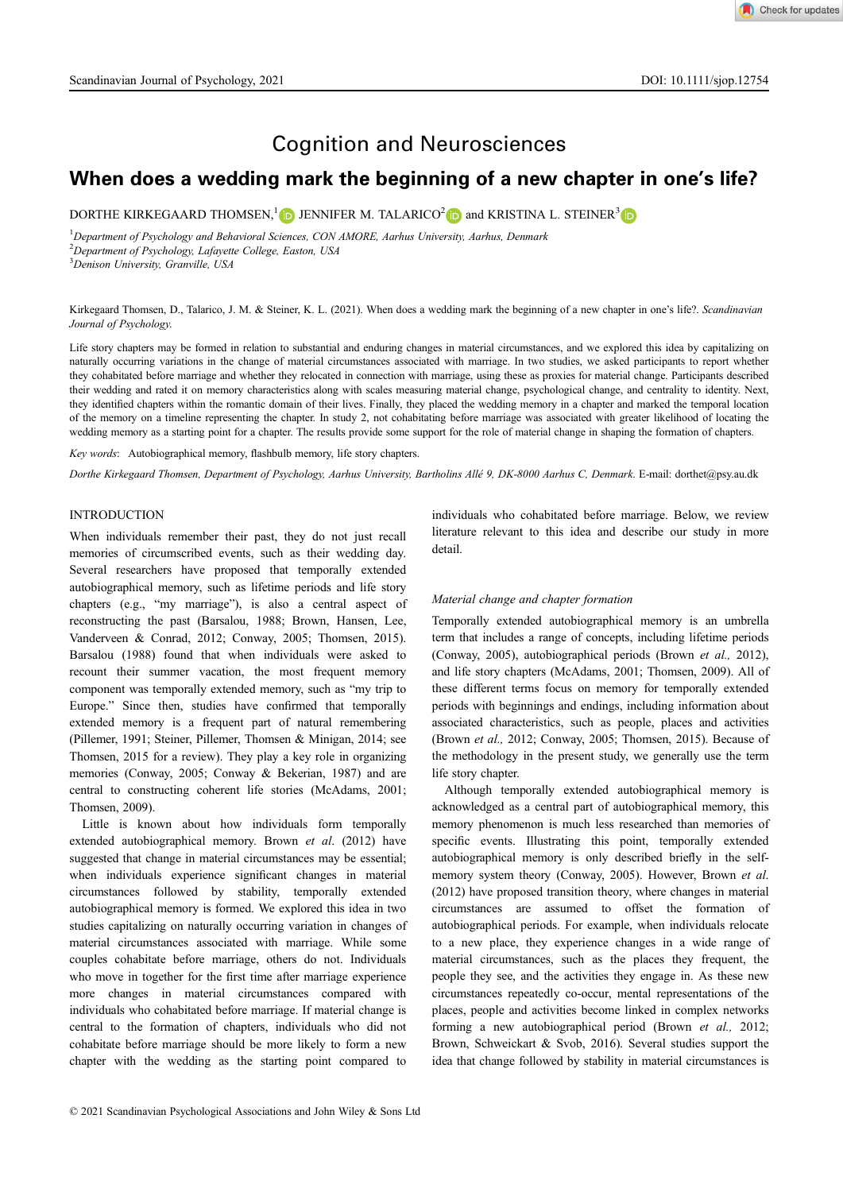# Cognition and Neurosciences

## When does a wedding mark the beginning of a new chapter in one's life?

DORTHE KIRKEGAARD THOMSEN,[1] JENNIFER M. TALARICO[2] and KRISTINA L. STEINER[3]

[1] *Department of Psychology and Behavioral Sciences, CON AMORE, Aarhus University, Aarhus, Denmark*
[2] *Department of Psychology, Lafayette College, Easton, USA*
[3] *Denison University, Granville, USA*

Kirkegaard Thomsen, D., Talarico, J. M. & Steiner, K. L. (2021). When does a wedding mark the beginning of a new chapter in one's life?. *Scandinavian Journal of Psychology.*

Life story chapters may be formed in relation to substantial and enduring changes in material circumstances, and we explored this idea by capitalizing on naturally occurring variations in the change of material circumstances associated with marriage. In two studies, we asked participants to report whether they cohabitated before marriage and whether they relocated in connection with marriage, using these as proxies for material change. Participants described their wedding and rated it on memory characteristics along with scales measuring material change, psychological change, and centrality to identity. Next, they identified chapters within the romantic domain of their lives. Finally, they placed the wedding memory in a chapter and marked the temporal location of the memory on a timeline representing the chapter. In study 2, not cohabitating before marriage was associated with greater likelihood of locating the wedding memory as a starting point for a chapter. The results provide some support for the role of material change in shaping the formation of chapters.

*Key words*: Autobiographical memory, flashbulb memory, life story chapters.

*Dorthe Kirkegaard Thomsen, Department of Psychology, Aarhus University, Bartholins Allé 9, DK-8000 Aarhus C, Denmark.* E-mail: dorthet@psy.au.dk

## INTRODUCTION

When individuals remember their past, they do not just recall memories of circumscribed events, such as their wedding day. Several researchers have proposed that temporally extended autobiographical memory, such as lifetime periods and life story chapters (e.g., "my marriage"), is also a central aspect of reconstructing the past (Barsalou, 1988; Brown, Hansen, Lee, Vanderveen & Conrad, 2012; Conway, 2005; Thomsen, 2015). Barsalou (1988) found that when individuals were asked to recount their summer vacation, the most frequent memory component was temporally extended memory, such as "my trip to Europe." Since then, studies have confirmed that temporally extended memory is a frequent part of natural remembering (Pillemer, 1991; Steiner, Pillemer, Thomsen & Minigan, 2014; see Thomsen, 2015 for a review). They play a key role in organizing memories (Conway, 2005; Conway & Bekerian, 1987) and are central to constructing coherent life stories (McAdams, 2001; Thomsen, 2009).

Little is known about how individuals form temporally extended autobiographical memory. Brown *et al*. (2012) have suggested that change in material circumstances may be essential; when individuals experience significant changes in material circumstances followed by stability, temporally extended autobiographical memory is formed. We explored this idea in two studies capitalizing on naturally occurring variation in changes of material circumstances associated with marriage. While some couples cohabitate before marriage, others do not. Individuals who move in together for the first time after marriage experience more changes in material circumstances compared with individuals who cohabitated before marriage. If material change is central to the formation of chapters, individuals who did not cohabitate before marriage should be more likely to form a new chapter with the wedding as the starting point compared to individuals who cohabitated before marriage. Below, we review literature relevant to this idea and describe our study in more detail.

### *Material change and chapter formation*

Temporally extended autobiographical memory is an umbrella term that includes a range of concepts, including lifetime periods (Conway, 2005), autobiographical periods (Brown *et al.,* 2012), and life story chapters (McAdams, 2001; Thomsen, 2009). All of these different terms focus on memory for temporally extended periods with beginnings and endings, including information about associated characteristics, such as people, places and activities (Brown *et al.,* 2012; Conway, 2005; Thomsen, 2015). Because of the methodology in the present study, we generally use the term life story chapter.

Although temporally extended autobiographical memory is acknowledged as a central part of autobiographical memory, this memory phenomenon is much less researched than memories of specific events. Illustrating this point, temporally extended autobiographical memory is only described briefly in the self-memory system theory (Conway, 2005). However, Brown *et al.* (2012) have proposed transition theory, where changes in material circumstances are assumed to offset the formation of autobiographical periods. For example, when individuals relocate to a new place, they experience changes in a wide range of material circumstances, such as the places they frequent, the people they see, and the activities they engage in. As these new circumstances repeatedly co-occur, mental representations of the places, people and activities become linked in complex networks forming a new autobiographical period (Brown *et al.,* 2012; Brown, Schweickart & Svob, 2016). Several studies support the idea that change followed by stability in material circumstances is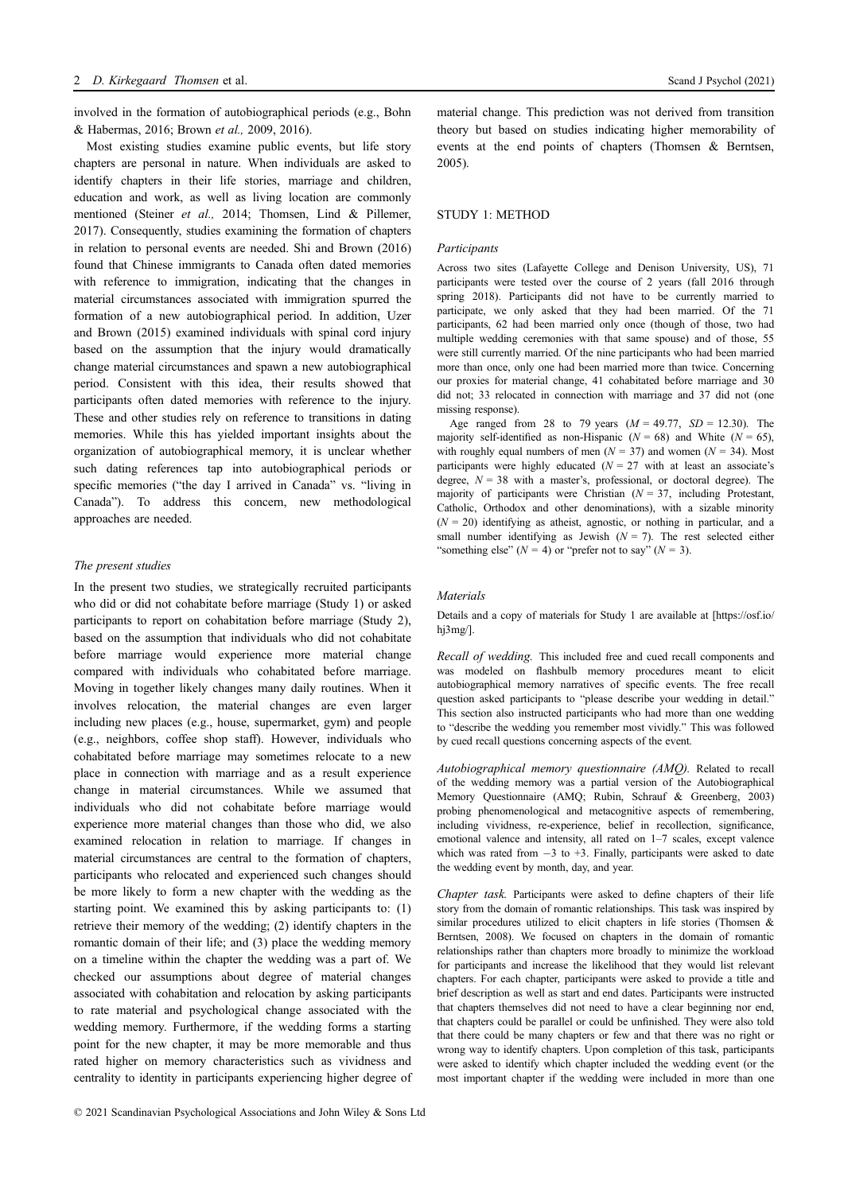involved in the formation of autobiographical periods (e.g., Bohn & Habermas, 2016; Brown *et al.,* 2009, 2016).

Most existing studies examine public events, but life story chapters are personal in nature. When individuals are asked to identify chapters in their life stories, marriage and children, education and work, as well as living location are commonly mentioned (Steiner *et al.,* 2014; Thomsen, Lind & Pillemer, 2017). Consequently, studies examining the formation of chapters in relation to personal events are needed. Shi and Brown (2016) found that Chinese immigrants to Canada often dated memories with reference to immigration, indicating that the changes in material circumstances associated with immigration spurred the formation of a new autobiographical period. In addition, Uzer and Brown (2015) examined individuals with spinal cord injury based on the assumption that the injury would dramatically change material circumstances and spawn a new autobiographical period. Consistent with this idea, their results showed that participants often dated memories with reference to the injury. These and other studies rely on reference to transitions in dating memories. While this has yielded important insights about the organization of autobiographical memory, it is unclear whether such dating references tap into autobiographical periods or specific memories ("the day I arrived in Canada" vs. "living in Canada"). To address this concern, new methodological approaches are needed.

### *The present studies*

In the present two studies, we strategically recruited participants who did or did not cohabitate before marriage (Study 1) or asked participants to report on cohabitation before marriage (Study 2), based on the assumption that individuals who did not cohabitate before marriage would experience more material change compared with individuals who cohabitated before marriage. Moving in together likely changes many daily routines. When it involves relocation, the material changes are even larger including new places (e.g., house, supermarket, gym) and people (e.g., neighbors, coffee shop staff). However, individuals who cohabitated before marriage may sometimes relocate to a new place in connection with marriage and as a result experience change in material circumstances. While we assumed that individuals who did not cohabitate before marriage would experience more material changes than those who did, we also examined relocation in relation to marriage. If changes in material circumstances are central to the formation of chapters, participants who relocated and experienced such changes should be more likely to form a new chapter with the wedding as the starting point. We examined this by asking participants to: (1) retrieve their memory of the wedding; (2) identify chapters in the romantic domain of their life; and (3) place the wedding memory on a timeline within the chapter the wedding was a part of. We checked our assumptions about degree of material changes associated with cohabitation and relocation by asking participants to rate material and psychological change associated with the wedding memory. Furthermore, if the wedding forms a starting point for the new chapter, it may be more memorable and thus rated higher on memory characteristics such as vividness and centrality to identity in participants experiencing higher degree of material change. This prediction was not derived from transition theory but based on studies indicating higher memorability of events at the end points of chapters (Thomsen & Berntsen, 2005).

## STUDY 1: METHOD

### *Participants*

Across two sites (Lafayette College and Denison University, US), 71 participants were tested over the course of 2 years (fall 2016 through spring 2018). Participants did not have to be currently married to participate, we only asked that they had been married. Of the 71 participants, 62 had been married only once (though of those, two had multiple wedding ceremonies with that same spouse) and of those, 55 were still currently married. Of the nine participants who had been married more than once, only one had been married more than twice. Concerning our proxies for material change, 41 cohabitated before marriage and 30 did not; 33 relocated in connection with marriage and 37 did not (one missing response).

Age ranged from 28 to 79 years ($M = 49.77$, $SD = 12.30$). The majority self-identified as non-Hispanic ($N = 68$) and White ($N = 65$), with roughly equal numbers of men ($N = 37$) and women ($N = 34$). Most participants were highly educated ($N = 27$ with at least an associate's degree, $N = 38$ with a master's, professional, or doctoral degree). The majority of participants were Christian ($N = 37$, including Protestant, Catholic, Orthodox and other denominations), with a sizable minority ($N = 20$) identifying as atheist, agnostic, or nothing in particular, and a small number identifying as Jewish ($N = 7$). The rest selected either "something else" ($N = 4$) or "prefer not to say" ($N = 3$).

### *Materials*

Details and a copy of materials for Study 1 are available at [https://osf.io/hj3mg/].

*Recall of wedding.* This included free and cued recall components and was modeled on flashbulb memory procedures meant to elicit autobiographical memory narratives of specific events. The free recall question asked participants to "please describe your wedding in detail." This section also instructed participants who had more than one wedding to "describe the wedding you remember most vividly." This was followed by cued recall questions concerning aspects of the event.

*Autobiographical memory questionnaire (AMQ).* Related to recall of the wedding memory was a partial version of the Autobiographical Memory Questionnaire (AMQ; Rubin, Schrauf & Greenberg, 2003) probing phenomenological and metacognitive aspects of remembering, including vividness, re-experience, belief in recollection, significance, emotional valence and intensity, all rated on 1–7 scales, except valence which was rated from −3 to +3. Finally, participants were asked to date the wedding event by month, day, and year.

*Chapter task.* Participants were asked to define chapters of their life story from the domain of romantic relationships. This task was inspired by similar procedures utilized to elicit chapters in life stories (Thomsen & Berntsen, 2008). We focused on chapters in the domain of romantic relationships rather than chapters more broadly to minimize the workload for participants and increase the likelihood that they would list relevant chapters. For each chapter, participants were asked to provide a title and brief description as well as start and end dates. Participants were instructed that chapters themselves did not need to have a clear beginning nor end, that chapters could be parallel or could be unfinished. They were also told that there could be many chapters or few and that there was no right or wrong way to identify chapters. Upon completion of this task, participants were asked to identify which chapter included the wedding event (or the most important chapter if the wedding were included in more than one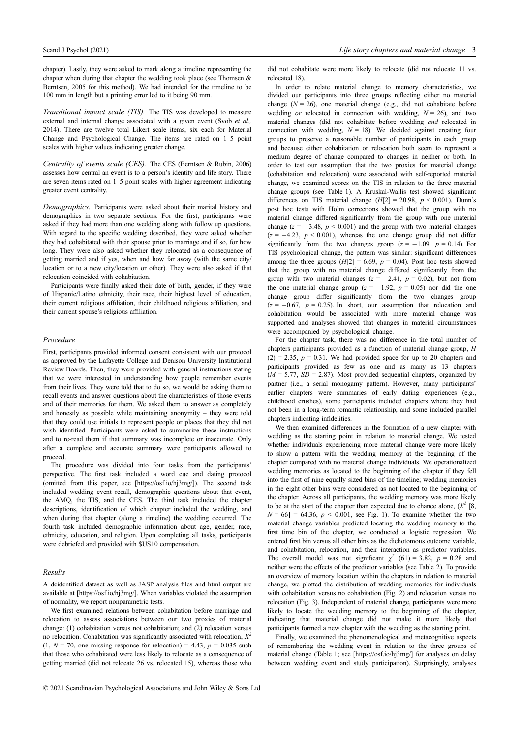chapter). Lastly, they were asked to mark along a timeline representing the chapter when during that chapter the wedding took place (see Thomsen & Berntsen, 2005 for this method). We had intended for the timeline to be 100 mm in length but a printing error led to it being 90 mm.

*Transitional impact scale (TIS).* The TIS was developed to measure external and internal change associated with a given event (Svob *et al.*, 2014). There are twelve total Likert scale items, six each for Material Change and Psychological Change. The items are rated on 1–5 point scales with higher values indicating greater change.

*Centrality of events scale (CES).* The CES (Berntsen & Rubin, 2006) assesses how central an event is to a person's identity and life story. There are seven items rated on 1–5 point scales with higher agreement indicating greater event centrality.

*Demographics.* Participants were asked about their marital history and demographics in two separate sections. For the first, participants were asked if they had more than one wedding along with follow up questions. With regard to the specific wedding described, they were asked whether they had cohabitated with their spouse prior to marriage and if so, for how long. They were also asked whether they relocated as a consequence of getting married and if yes, when and how far away (with the same city/location or to a new city/location or other). They were also asked if that relocation coincided with cohabitation.

Participants were finally asked their date of birth, gender, if they were of Hispanic/Latino ethnicity, their race, their highest level of education, their current religious affiliation, their childhood religious affiliation, and their current spouse's religious affiliation.

### Procedure

First, participants provided informed consent consistent with our protocol as approved by the Lafayette College and Denison University Institutional Review Boards. Then, they were provided with general instructions stating that we were interested in understanding how people remember events from their lives. They were told that to do so, we would be asking them to recall events and answer questions about the characteristics of those events and of their memories for them. We asked them to answer as completely and honestly as possible while maintaining anonymity – they were told that they could use initials to represent people or places that they did not wish identified. Participants were asked to summarize these instructions and to re-read them if that summary was incomplete or inaccurate. Only after a complete and accurate summary were participants allowed to proceed.

The procedure was divided into four tasks from the participants' perspective. The first task included a word cue and dating protocol (omitted from this paper, see [https://osf.io/hj3mg/]). The second task included wedding event recall, demographic questions about that event, the AMQ, the TIS, and the CES. The third task included the chapter descriptions, identification of which chapter included the wedding, and when during that chapter (along a timeline) the wedding occurred. The fourth task included demographic information about age, gender, race, ethnicity, education, and religion. Upon completing all tasks, participants were debriefed and provided with $US10 compensation.

### Results

A deidentified dataset as well as JASP analysis files and html output are available at [https://osf.io/hj3mg/]. When variables violated the assumption of normality, we report nonparametric tests.

We first examined relations between cohabitation before marriage and relocation to assess associations between our two proxies of material change: (1) cohabitation versus not cohabitation; and (2) relocation versus no relocation. Cohabitation was significantly associated with relocation, $X^2$ (1, $N = 70$, one missing response for relocation) = 4.43, $p = 0.035$ such that those who cohabitated were less likely to relocate as a consequence of getting married (did not relocate 26 vs. relocated 15), whereas those who did not cohabitate were more likely to relocate (did not relocate 11 vs. relocated 18).

In order to relate material change to memory characteristics, we divided our participants into three groups reflecting either no material change ($N = 26$), one material change (e.g., did not cohabitate before wedding *or* relocated in connection with wedding, $N = 26$), and two material changes (did not cohabitate before wedding *and* relocated in connection with wedding, $N = 18$). We decided against creating four groups to preserve a reasonable number of participants in each group and because either cohabitation or relocation both seem to represent a medium degree of change compared to changes in neither or both. In order to test our assumption that the two proxies for material change (cohabitation and relocation) were associated with self-reported material change, we examined scores on the TIS in relation to the three material change groups (see Table 1). A Kruskal-Wallis test showed significant differences on TIS material change ($H[2] = 20.98$, $p < 0.001$). Dunn's post hoc tests with Holm corrections showed that the group with no material change differed significantly from the group with one material change ($z = -3.48$, $p < 0.001$) and the group with two material changes ($z = -4.23$, $p < 0.001$), whereas the one change group did not differ significantly from the two changes group ($z = -1.09$, $p = 0.14$). For TIS psychological change, the pattern was similar: significant differences among the three groups ($H[2] = 6.69$, $p = 0.04$). Post hoc tests showed that the group with no material change differed significantly from the group with two material changes ($z = -2.41$, $p = 0.02$), but not from the one material change group ($z = -1.92$, $p = 0.05$) nor did the one change group differ significantly from the two changes group ($z = -0.67$, $p = 0.25$). In short, our assumption that relocation and cohabitation would be associated with more material change was supported and analyses showed that changes in material circumstances were accompanied by psychological change.

For the chapter task, there was no difference in the total number of chapters participants provided as a function of material change group, $H(2) = 2.35$, $p = 0.31$. We had provided space for up to 20 chapters and participants provided as few as one and as many as 13 chapters ($M = 5.77$, $SD = 2.87$). Most provided sequential chapters, organized by partner (i.e., a serial monogamy pattern). However, many participants' earlier chapters were summaries of early dating experiences (e.g., childhood crushes), some participants included chapters where they had not been in a long-term romantic relationship, and some included parallel chapters indicating infidelities.

We then examined differences in the formation of a new chapter with wedding as the starting point in relation to material change. We tested whether individuals experiencing more material change were more likely to show a pattern with the wedding memory at the beginning of the chapter compared with no material change individuals. We operationalized wedding memories as located to the beginning of the chapter if they fell into the first of nine equally sized bins of the timeline; wedding memories in the eight other bins were considered as not located to the beginning of the chapter. Across all participants, the wedding memory was more likely to be at the start of the chapter than expected due to chance alone, ($X^2$ [8, $N = 66$] = 64.36, $p < 0.001$, see Fig. 1). To examine whether the two material change variables predicted locating the wedding memory to the first time bin of the chapter, we conducted a logistic regression. We entered first bin versus all other bins as the dichotomous outcome variable, and cohabitation, relocation, and their interaction as predictor variables. The overall model was not significant $\chi^2$ (61) = 3.82, $p = 0.28$ and neither were the effects of the predictor variables (see Table 2). To provide an overview of memory location within the chapters in relation to material change, we plotted the distribution of wedding memories for individuals with cohabitation versus no cohabitation (Fig. 2) and relocation versus no relocation (Fig. 3). Independent of material change, participants were more likely to locate the wedding memory to the beginning of the chapter, indicating that material change did not make it more likely that participants formed a new chapter with the wedding as the starting point.

Finally, we examined the phenomenological and metacognitive aspects of remembering the wedding event in relation to the three groups of material change (Table 1; see [https://osf.io/hj3mg/] for analyses on delay between wedding event and study participation). Surprisingly, analyses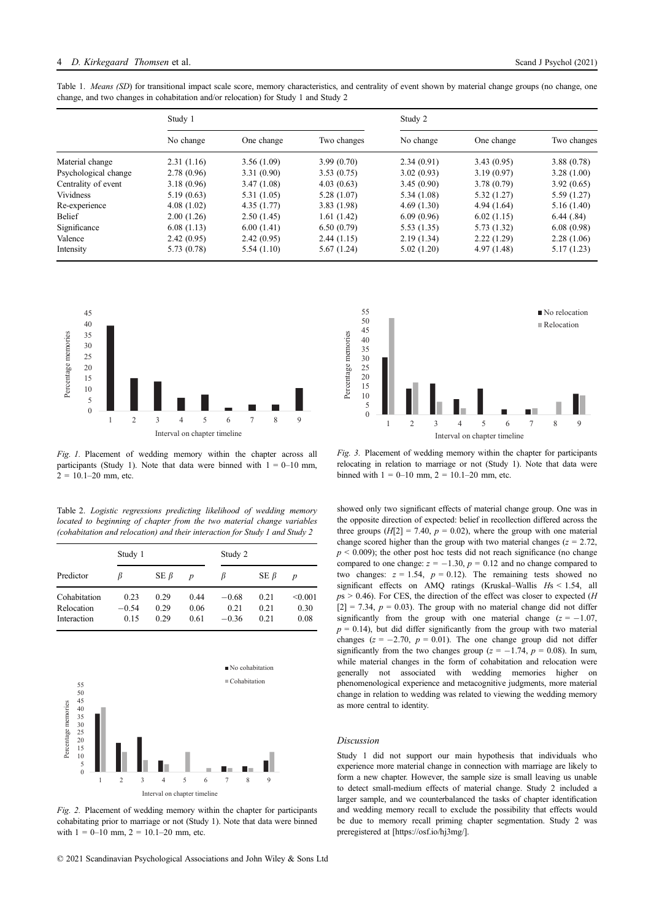Table 1. *Means (SD)* for transitional impact scale score, memory characteristics, and centrality of event shown by material change groups (no change, one change, and two changes in cohabitation and/or relocation) for Study 1 and Study 2

| | Study 1 | | | Study 2 | | |
|---|---|---|---|---|---|---|
| | No change | One change | Two changes | No change | One change | Two changes |
| Material change | 2.31 (1.16) | 3.56 (1.09) | 3.99 (0.70) | 2.34 (0.91) | 3.43 (0.95) | 3.88 (0.78) |
| Psychological change | 2.78 (0.96) | 3.31 (0.90) | 3.53 (0.75) | 3.02 (0.93) | 3.19 (0.97) | 3.28 (1.00) |
| Centrality of event | 3.18 (0.96) | 3.47 (1.08) | 4.03 (0.63) | 3.45 (0.90) | 3.78 (0.79) | 3.92 (0.65) |
| Vividness | 5.19 (0.63) | 5.31 (1.05) | 5.28 (1.07) | 5.34 (1.08) | 5.32 (1.27) | 5.59 (1.27) |
| Re-experience | 4.08 (1.02) | 4.35 (1.77) | 3.83 (1.98) | 4.69 (1.30) | 4.94 (1.64) | 5.16 (1.40) |
| Belief | 2.00 (1.26) | 2.50 (1.45) | 1.61 (1.42) | 6.09 (0.96) | 6.02 (1.15) | 6.44 (.84) |
| Significance | 6.08 (1.13) | 6.00 (1.41) | 6.50 (0.79) | 5.53 (1.35) | 5.73 (1.32) | 6.08 (0.98) |
| Valence | 2.42 (0.95) | 2.42 (0.95) | 2.44 (1.15) | 2.19 (1.34) | 2.22 (1.29) | 2.28 (1.06) |
| Intensity | 5.73 (0.78) | 5.54 (1.10) | 5.67 (1.24) | 5.02 (1.20) | 4.97 (1.48) | 5.17 (1.23) |

*Fig. 1.* Placement of wedding memory within the chapter across all participants (Study 1). Note that data were binned with 1 = 0–10 mm, 2 = 10.1–20 mm, etc.

Table 2. *Logistic regressions predicting likelihood of wedding memory located to beginning of chapter from the two material change variables (cohabitation and relocation) and their interaction for Study 1 and Study 2*

| | Study 1 | | | Study 2 | | |
|---|---|---|---|---|---|---|
| Predictor | $\beta$ | SE $\beta$ | $p$ | $\beta$ | SE $\beta$ | $p$ |
| Cohabitation | 0.23 | 0.29 | 0.44 | −0.68 | 0.21 | <0.001 |
| Relocation | −0.54 | 0.29 | 0.06 | 0.21 | 0.21 | 0.30 |
| Interaction | 0.15 | 0.29 | 0.61 | −0.36 | 0.21 | 0.08 |

*Fig. 2.* Placement of wedding memory within the chapter for participants cohabitating prior to marriage or not (Study 1). Note that data were binned with 1 = 0–10 mm, 2 = 10.1–20 mm, etc.

*Fig. 3.* Placement of wedding memory within the chapter for participants relocating in relation to marriage or not (Study 1). Note that data were binned with 1 = 0–10 mm, 2 = 10.1–20 mm, etc.

showed only two significant effects of material change group. One was in the opposite direction of expected: belief in recollection differed across the three groups ($H[2] = 7.40$, $p = 0.02$), where the group with one material change scored higher than the group with two material changes ($z = 2.72$, $p < 0.009$); the other post hoc tests did not reach significance (no change compared to one change: $z = -1.30$, $p = 0.12$ and no change compared to two changes: $z = 1.54$, $p = 0.12$). The remaining tests showed no significant effects on AMQ ratings (Kruskal–Wallis $H$s < 1.54, all $p$s > 0.46). For CES, the direction of the effect was closer to expected ($H[2] = 7.34$, $p = 0.03$). The group with no material change did not differ significantly from the group with one material change ($z = -1.07$, $p = 0.14$), but did differ significantly from the group with two material changes ($z = -2.70$, $p = 0.01$). The one change group did not differ significantly from the two changes group ($z = -1.74$, $p = 0.08$). In sum, while material changes in the form of cohabitation and relocation were generally not associated with wedding memories higher on phenomenological experience and metacognitive judgments, more material change in relation to wedding was related to viewing the wedding memory as more central to identity.

### *Discussion*

Study 1 did not support our main hypothesis that individuals who experience more material change in connection with marriage are likely to form a new chapter. However, the sample size is small leaving us unable to detect small-medium effects of material change. Study 2 included a larger sample, and we counterbalanced the tasks of chapter identification and wedding memory recall to exclude the possibility that effects would be due to memory recall priming chapter segmentation. Study 2 was preregistered at [https://osf.io/hj3mg/].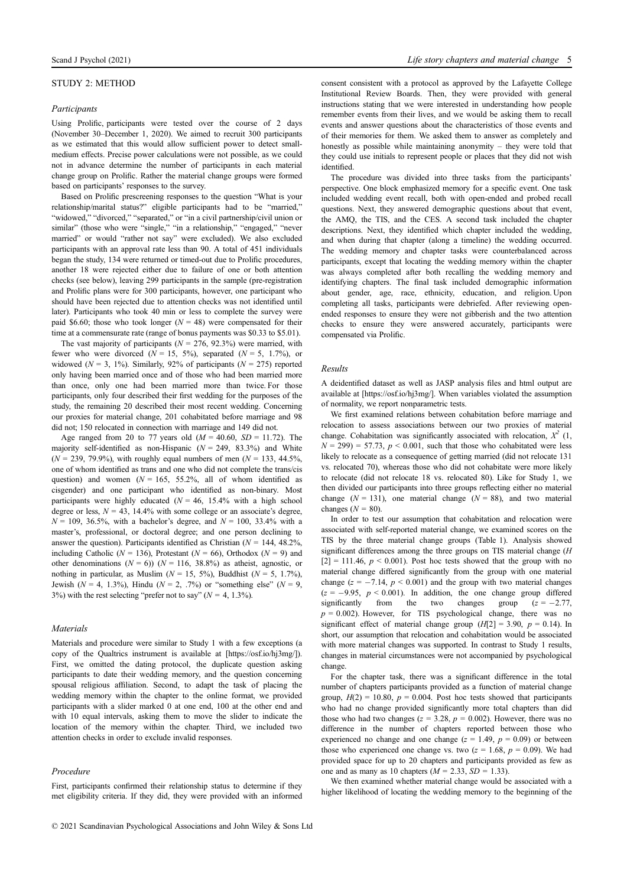## STUDY 2: METHOD

### Participants

Using Prolific, participants were tested over the course of 2 days (November 30–December 1, 2020). We aimed to recruit 300 participants as we estimated that this would allow sufficient power to detect small-medium effects. Precise power calculations were not possible, as we could not in advance determine the number of participants in each material change group on Prolific. Rather the material change groups were formed based on participants' responses to the survey.

Based on Prolific prescreening responses to the question "What is your relationship/marital status?" eligible participants had to be "married," "widowed," "divorced," "separated," or "in a civil partnership/civil union or similar" (those who were "single," "in a relationship," "engaged," "never married" or would "rather not say" were excluded). We also excluded participants with an approval rate less than 90. A total of 451 individuals began the study, 134 were returned or timed-out due to Prolific procedures, another 18 were rejected either due to failure of one or both attention checks (see below), leaving 299 participants in the sample (pre-registration and Prolific plans were for 300 participants, however, one participant who should have been rejected due to attention checks was not identified until later). Participants who took 40 min or less to complete the survey were paid \$6.60; those who took longer ($N$ = 48) were compensated for their time at a commensurate rate (range of bonus payments was \$0.33 to \$5.01).

The vast majority of participants ($N$ = 276, 92.3%) were married, with fewer who were divorced ($N$ = 15, 5%), separated ($N$ = 5, 1.7%), or widowed ($N$ = 3, 1%). Similarly, 92% of participants ($N$ = 275) reported only having been married once and of those who had been married more than once, only one had been married more than twice. For those participants, only four described their first wedding for the purposes of the study, the remaining 20 described their most recent wedding. Concerning our proxies for material change, 201 cohabitated before marriage and 98 did not; 150 relocated in connection with marriage and 149 did not.

Age ranged from 20 to 77 years old ($M$ = 40.60, $SD$ = 11.72). The majority self-identified as non-Hispanic ($N$ = 249, 83.3%) and White ($N$ = 239, 79.9%), with roughly equal numbers of men ($N$ = 133, 44.5%, one of whom identified as trans and one who did not complete the trans/cis question) and women ($N$ = 165, 55.2%, all of whom identified as cisgender) and one participant who identified as non-binary. Most participants were highly educated ($N$ = 46, 15.4% with a high school degree or less, $N$ = 43, 14.4% with some college or an associate's degree, $N$ = 109, 36.5%, with a bachelor's degree, and $N$ = 100, 33.4% with a master's, professional, or doctoral degree; and one person declining to answer the question). Participants identified as Christian ($N$ = 144, 48.2%, including Catholic ($N$ = 136), Protestant ($N$ = 66), Orthodox ($N$ = 9) and other denominations ($N$ = 6)) ($N$ = 116, 38.8%) as atheist, agnostic, or nothing in particular, as Muslim ($N$ = 15, 5%), Buddhist ($N$ = 5, 1.7%), Jewish ($N$ = 4, 1.3%), Hindu ($N$ = 2, .7%) or "something else" ($N$ = 9, 3%) with the rest selecting "prefer not to say" ($N$ = 4, 1.3%).

### Materials

Materials and procedure were similar to Study 1 with a few exceptions (a copy of the Qualtrics instrument is available at [https://osf.io/hj3mg/]). First, we omitted the dating protocol, the duplicate question asking participants to date their wedding memory, and the question concerning spousal religious affiliation. Second, to adapt the task of placing the wedding memory within the chapter to the online format, we provided participants with a slider marked 0 at one end, 100 at the other end and with 10 equal intervals, asking them to move the slider to indicate the location of the memory within the chapter. Third, we included two attention checks in order to exclude invalid responses.

### Procedure

First, participants confirmed their relationship status to determine if they met eligibility criteria. If they did, they were provided with an informed consent consistent with a protocol as approved by the Lafayette College Institutional Review Boards. Then, they were provided with general instructions stating that we were interested in understanding how people remember events from their lives, and we would be asking them to recall events and answer questions about the characteristics of those events and of their memories for them. We asked them to answer as completely and honestly as possible while maintaining anonymity – they were told that they could use initials to represent people or places that they did not wish identified.

The procedure was divided into three tasks from the participants' perspective. One block emphasized memory for a specific event. One task included wedding event recall, both with open-ended and probed recall questions. Next, they answered demographic questions about that event, the AMQ, the TIS, and the CES. A second task included the chapter descriptions. Next, they identified which chapter included the wedding, and when during that chapter (along a timeline) the wedding occurred. The wedding memory and chapter tasks were counterbalanced across participants, except that locating the wedding memory within the chapter was always completed after both recalling the wedding memory and identifying chapters. The final task included demographic information about gender, age, race, ethnicity, education, and religion. Upon completing all tasks, participants were debriefed. After reviewing open-ended responses to ensure they were not gibberish and the two attention checks to ensure they were answered accurately, participants were compensated via Prolific.

### Results

A deidentified dataset as well as JASP analysis files and html output are available at [https://osf.io/hj3mg/]. When variables violated the assumption of normality, we report nonparametric tests.

We first examined relations between cohabitation before marriage and relocation to assess associations between our two proxies of material change. Cohabitation was significantly associated with relocation, $X^2$ (1, $N$ = 299) = 57.73, $p$ < 0.001, such that those who cohabitated were less likely to relocate as a consequence of getting married (did not relocate 131 vs. relocated 70), whereas those who did not cohabitate were more likely to relocate (did not relocate 18 vs. relocated 80). Like for Study 1, we then divided our participants into three groups reflecting either no material change ($N$ = 131), one material change ($N$ = 88), and two material changes ($N$ = 80).

In order to test our assumption that cohabitation and relocation were associated with self-reported material change, we examined scores on the TIS by the three material change groups (Table 1). Analysis showed significant differences among the three groups on TIS material change ($H$ [2] = 111.46, $p$ < 0.001). Post hoc tests showed that the group with no material change differed significantly from the group with one material change ($z$ = −7.14, $p$ < 0.001) and the group with two material changes ($z$ = −9.95, $p$ < 0.001). In addition, the one change group differed significantly from the two changes group ($z$ = −2.77, $p$ = 0.002). However, for TIS psychological change, there was no significant effect of material change group ($H$[2] = 3.90, $p$ = 0.14). In short, our assumption that relocation and cohabitation would be associated with more material changes was supported. In contrast to Study 1 results, changes in material circumstances were not accompanied by psychological change.

For the chapter task, there was a significant difference in the total number of chapters participants provided as a function of material change group, $H$(2) = 10.80, $p$ = 0.004. Post hoc tests showed that participants who had no change provided significantly more total chapters than did those who had two changes ($z$ = 3.28, $p$ = 0.002). However, there was no difference in the number of chapters reported between those who experienced no change and one change ($z$ = 1.49, $p$ = 0.09) or between those who experienced one change vs. two ($z$ = 1.68, $p$ = 0.09). We had provided space for up to 20 chapters and participants provided as few as one and as many as 10 chapters ($M$ = 2.33, $SD$ = 1.33).

We then examined whether material change would be associated with a higher likelihood of locating the wedding memory to the beginning of the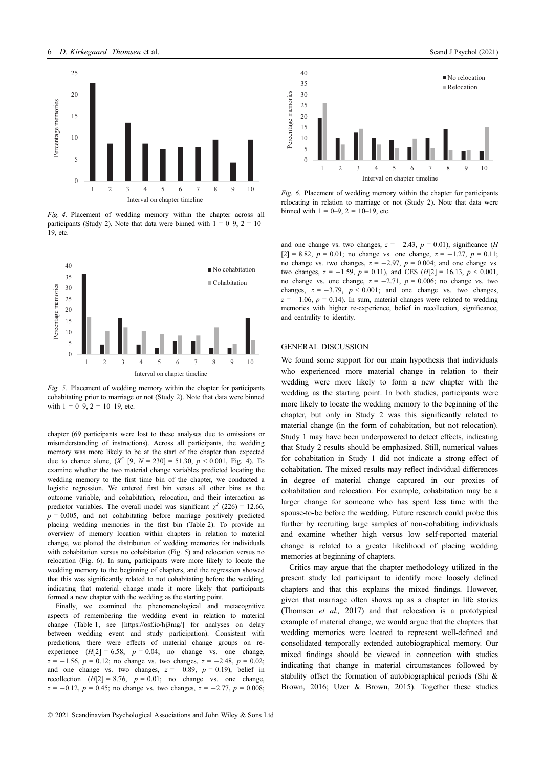Fig. 4. Placement of wedding memory within the chapter across all participants (Study 2). Note that data were binned with 1 = 0–9, 2 = 10–19, etc.

Fig. 5. Placement of wedding memory within the chapter for participants cohabitating prior to marriage or not (Study 2). Note that data were binned with 1 = 0–9, 2 = 10–19, etc.

chapter (69 participants were lost to these analyses due to omissions or misunderstanding of instructions). Across all participants, the wedding memory was more likely to be at the start of the chapter than expected due to chance alone, ($X^2$ [9, $N$ = 230] = 51.30, $p < 0.001$, Fig. 4). To examine whether the two material change variables predicted locating the wedding memory to the first time bin of the chapter, we conducted a logistic regression. We entered first bin versus all other bins as the outcome variable, and cohabitation, relocation, and their interaction as predictor variables. The overall model was significant $\chi^2$ (226) = 12.66, $p = 0.005$, and not cohabitating before marriage positively predicted placing wedding memories in the first bin (Table 2). To provide an overview of memory location within chapters in relation to material change, we plotted the distribution of wedding memories for individuals with cohabitation versus no cohabitation (Fig. 5) and relocation versus no relocation (Fig. 6). In sum, participants were more likely to locate the wedding memory to the beginning of chapters, and the regression showed that this was significantly related to not cohabitating before the wedding, indicating that material change made it more likely that participants formed a new chapter with the wedding as the starting point.

Finally, we examined the phenomenological and metacognitive aspects of remembering the wedding event in relation to material change (Table 1, see [https://osf.io/hj3mg/] for analyses on delay between wedding event and study participation). Consistent with predictions, there were effects of material change groups on re-experience ($H$[2] = 6.58, $p = 0.04$; no change vs. one change, $z = -1.56$, $p = 0.12$; no change vs. two changes, $z = -2.48$, $p = 0.02$; and one change vs. two changes, $z = -0.89$, $p = 0.19$), belief in recollection ($H$[2] = 8.76, $p = 0.01$; no change vs. one change, $z = -0.12$, $p = 0.45$; no change vs. two changes, $z = -2.77$, $p = 0.008$; and one change vs. two changes, $z = -2.43$, $p = 0.01$), significance ($H$[2] = 8.82, $p = 0.01$; no change vs. one change, $z = -1.27$, $p = 0.11$; no change vs. two changes, $z = -2.97$, $p = 0.004$; and one change vs. two changes, $z = -1.59$, $p = 0.11$), and CES ($H$[2] = 16.13, $p < 0.001$, no change vs. one change, $z = -2.71$, $p = 0.006$; no change vs. two changes, $z = -3.79$, $p < 0.001$; and one change vs. two changes, $z = -1.06$, $p = 0.14$). In sum, material changes were related to wedding memories with higher re-experience, belief in recollection, significance, and centrality to identity.

Fig. 6. Placement of wedding memory within the chapter for participants relocating in relation to marriage or not (Study 2). Note that data were binned with 1 = 0–9, 2 = 10–19, etc.

## GENERAL DISCUSSION

We found some support for our main hypothesis that individuals who experienced more material change in relation to their wedding were more likely to form a new chapter with the wedding as the starting point. In both studies, participants were more likely to locate the wedding memory to the beginning of the chapter, but only in Study 2 was this significantly related to material change (in the form of cohabitation, but not relocation). Study 1 may have been underpowered to detect effects, indicating that Study 2 results should be emphasized. Still, numerical values for cohabitation in Study 1 did not indicate a strong effect of cohabitation. The mixed results may reflect individual differences in degree of material change captured in our proxies of cohabitation and relocation. For example, cohabitation may be a larger change for someone who has spent less time with the spouse-to-be before the wedding. Future research could probe this further by recruiting large samples of non-cohabiting individuals and examine whether high versus low self-reported material change is related to a greater likelihood of placing wedding memories at beginning of chapters.

Critics may argue that the chapter methodology utilized in the present study led participant to identify more loosely defined chapters and that this explains the mixed findings. However, given that marriage often shows up as a chapter in life stories (Thomsen *et al.,* 2017) and that relocation is a prototypical example of material change, we would argue that the chapters that wedding memories were located to represent well-defined and consolidated temporally extended autobiographical memory. Our mixed findings should be viewed in connection with studies indicating that change in material circumstances followed by stability offset the formation of autobiographical periods (Shi & Brown, 2016; Uzer & Brown, 2015). Together these studies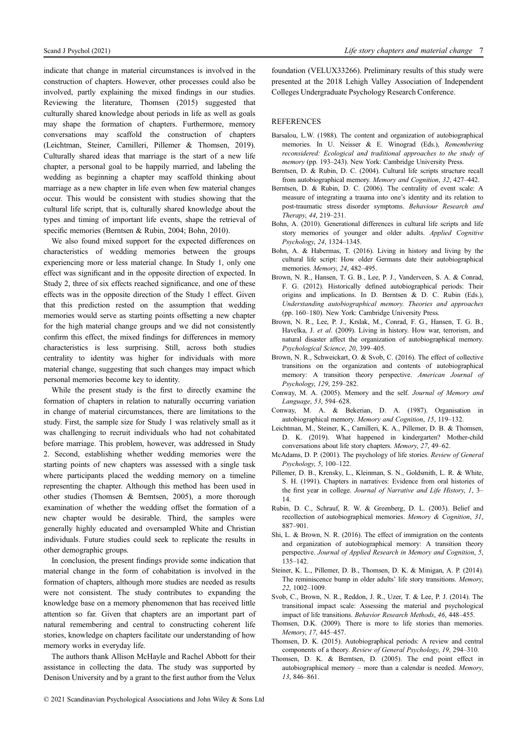indicate that change in material circumstances is involved in the construction of chapters. However, other processes could also be involved, partly explaining the mixed findings in our studies. Reviewing the literature, Thomsen (2015) suggested that culturally shared knowledge about periods in life as well as goals may shape the formation of chapters. Furthermore, memory conversations may scaffold the construction of chapters (Leichtman, Steiner, Camilleri, Pillemer & Thomsen, 2019). Culturally shared ideas that marriage is the start of a new life chapter, a personal goal to be happily married, and labeling the wedding as beginning a chapter may scaffold thinking about marriage as a new chapter in life even when few material changes occur. This would be consistent with studies showing that the cultural life script, that is, culturally shared knowledge about the types and timing of important life events, shape the retrieval of specific memories (Berntsen & Rubin, 2004; Bohn, 2010).

We also found mixed support for the expected differences on characteristics of wedding memories between the groups experiencing more or less material change. In Study 1, only one effect was significant and in the opposite direction of expected. In Study 2, three of six effects reached significance, and one of these effects was in the opposite direction of the Study 1 effect. Given that this prediction rested on the assumption that wedding memories would serve as starting points offsetting a new chapter for the high material change groups and we did not consistently confirm this effect, the mixed findings for differences in memory characteristics is less surprising. Still, across both studies centrality to identity was higher for individuals with more material change, suggesting that such changes may impact which personal memories become key to identity.

While the present study is the first to directly examine the formation of chapters in relation to naturally occurring variation in change of material circumstances, there are limitations to the study. First, the sample size for Study 1 was relatively small as it was challenging to recruit individuals who had not cohabitated before marriage. This problem, however, was addressed in Study 2. Second, establishing whether wedding memories were the starting points of new chapters was assessed with a single task where participants placed the wedding memory on a timeline representing the chapter. Although this method has been used in other studies (Thomsen & Berntsen, 2005), a more thorough examination of whether the wedding offset the formation of a new chapter would be desirable. Third, the samples were generally highly educated and oversampled White and Christian individuals. Future studies could seek to replicate the results in other demographic groups.

In conclusion, the present findings provide some indication that material change in the form of cohabitation is involved in the formation of chapters, although more studies are needed as results were not consistent. The study contributes to expanding the knowledge base on a memory phenomenon that has received little attention so far. Given that chapters are an important part of natural remembering and central to constructing coherent life stories, knowledge on chapters facilitate our understanding of how memory works in everyday life.

The authors thank Allison McHayle and Rachel Abbott for their assistance in collecting the data. The study was supported by Denison University and by a grant to the first author from the Velux foundation (VELUX33266). Preliminary results of this study were presented at the 2018 Lehigh Valley Association of Independent Colleges Undergraduate Psychology Research Conference.

## REFERENCES

Barsalou, L.W. (1988). The content and organization of autobiographical memories. In U. Neisser & E. Winograd (Eds.), *Remembering reconsidered: Ecological and traditional approaches to the study of memory* (pp. 193–243). New York: Cambridge University Press.

Berntsen, D. & Rubin, D. C. (2004). Cultural life scripts structure recall from autobiographical memory. *Memory and Cognition*, *32*, 427–442.

Berntsen, D. & Rubin, D. C. (2006). The centrality of event scale: A measure of integrating a trauma into one's identity and its relation to post-traumatic stress disorder symptoms. *Behaviour Research and Therapy*, *44*, 219–231.

Bohn, A. (2010). Generational differences in cultural life scripts and life story memories of younger and older adults. *Applied Cognitive Psychology*, *24*, 1324–1345.

Bohn, A. & Habermas, T. (2016). Living in history and living by the cultural life script: How older Germans date their autobiographical memories. *Memory*, *24*, 482–495.

Brown, N. R., Hansen, T. G. B., Lee, P. J., Vanderveen, S. A. & Conrad, F. G. (2012). Historically defined autobiographical periods: Their origins and implications. In D. Berntsen & D. C. Rubin (Eds.), *Understanding autobiographical memory. Theories and approaches* (pp. 160–180). New York: Cambridge University Press.

Brown, N. R., Lee, P. J., Krslak, M., Conrad, F. G., Hansen, T. G. B., Havelka, J. *et al*. (2009). Living in history. How war, terrorism, and natural disaster affect the organization of autobiographical memory. *Psychological Science*, *20*, 399–405.

Brown, N. R., Schweickart, O. & Svob, C. (2016). The effect of collective transitions on the organization and contents of autobiographical memory: A transition theory perspective. *American Journal of Psychology*, *129*, 259–282.

Conway, M. A. (2005). Memory and the self. *Journal of Memory and Language*, *53*, 594–628.

Conway, M. A. & Bekerian, D. A. (1987). Organisation in autobiographical memory. *Memory and Cognition*, *15*, 119–132.

Leichtman, M., Steiner, K., Camilleri, K. A., Pillemer, D. B. & Thomsen, D. K. (2019). What happened in kindergarten? Mother-child conversations about life story chapters. *Memory*, *27*, 49–62.

McAdams, D. P. (2001). The psychology of life stories. *Review of General Psychology*, *5*, 100–122.

Pillemer, D. B., Krensky, L., Kleinman, S. N., Goldsmith, L. R. & White, S. H. (1991). Chapters in narratives: Evidence from oral histories of the first year in college. *Journal of Narrative and Life History*, *1*, 3–14.

Rubin, D. C., Schrauf, R. W. & Greenberg, D. L. (2003). Belief and recollection of autobiographical memories. *Memory & Cognition*, *31*, 887–901.

Shi, L. & Brown, N. R. (2016). The effect of immigration on the contents and organization of autobiographical memory: A transition theory perspective. *Journal of Applied Research in Memory and Cognition*, *5*, 135–142.

Steiner, K. L., Pillemer, D. B., Thomsen, D. K. & Minigan, A. P. (2014). The reminiscence bump in older adults' life story transitions. *Memory*, *22*, 1002–1009.

Svob, C., Brown, N. R., Reddon, J. R., Uzer, T. & Lee, P. J. (2014). The transitional impact scale: Assessing the material and psychological impact of life transitions. *Behavior Research Methods*, *46*, 448–455.

Thomsen, D.K. (2009). There is more to life stories than memories. *Memory*, *17*, 445–457.

Thomsen, D. K. (2015). Autobiographical periods: A review and central components of a theory. *Review of General Psychology*, *19*, 294–310.

Thomsen, D. K. & Berntsen, D. (2005). The end point effect in autobiographical memory – more than a calendar is needed. *Memory*, *13*, 846–861.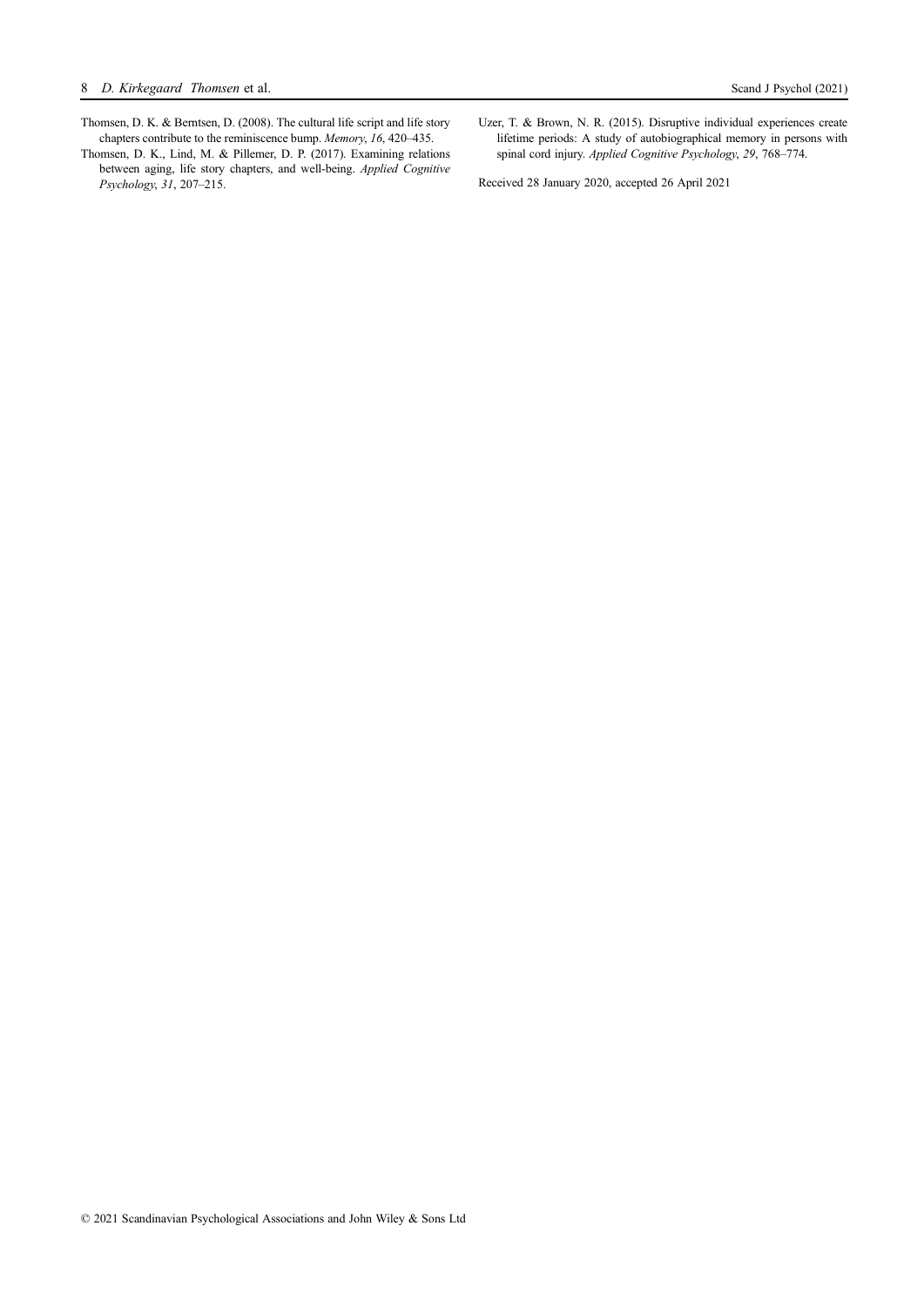Thomsen, D. K. & Berntsen, D. (2008). The cultural life script and life story chapters contribute to the reminiscence bump. *Memory*, *16*, 420–435.

Thomsen, D. K., Lind, M. & Pillemer, D. P. (2017). Examining relations between aging, life story chapters, and well-being. *Applied Cognitive Psychology*, *31*, 207–215.

Uzer, T. & Brown, N. R. (2015). Disruptive individual experiences create lifetime periods: A study of autobiographical memory in persons with spinal cord injury. *Applied Cognitive Psychology*, *29*, 768–774.

Received 28 January 2020, accepted 26 April 2021

© 2021 Scandinavian Psychological Associations and John Wiley & Sons Ltd